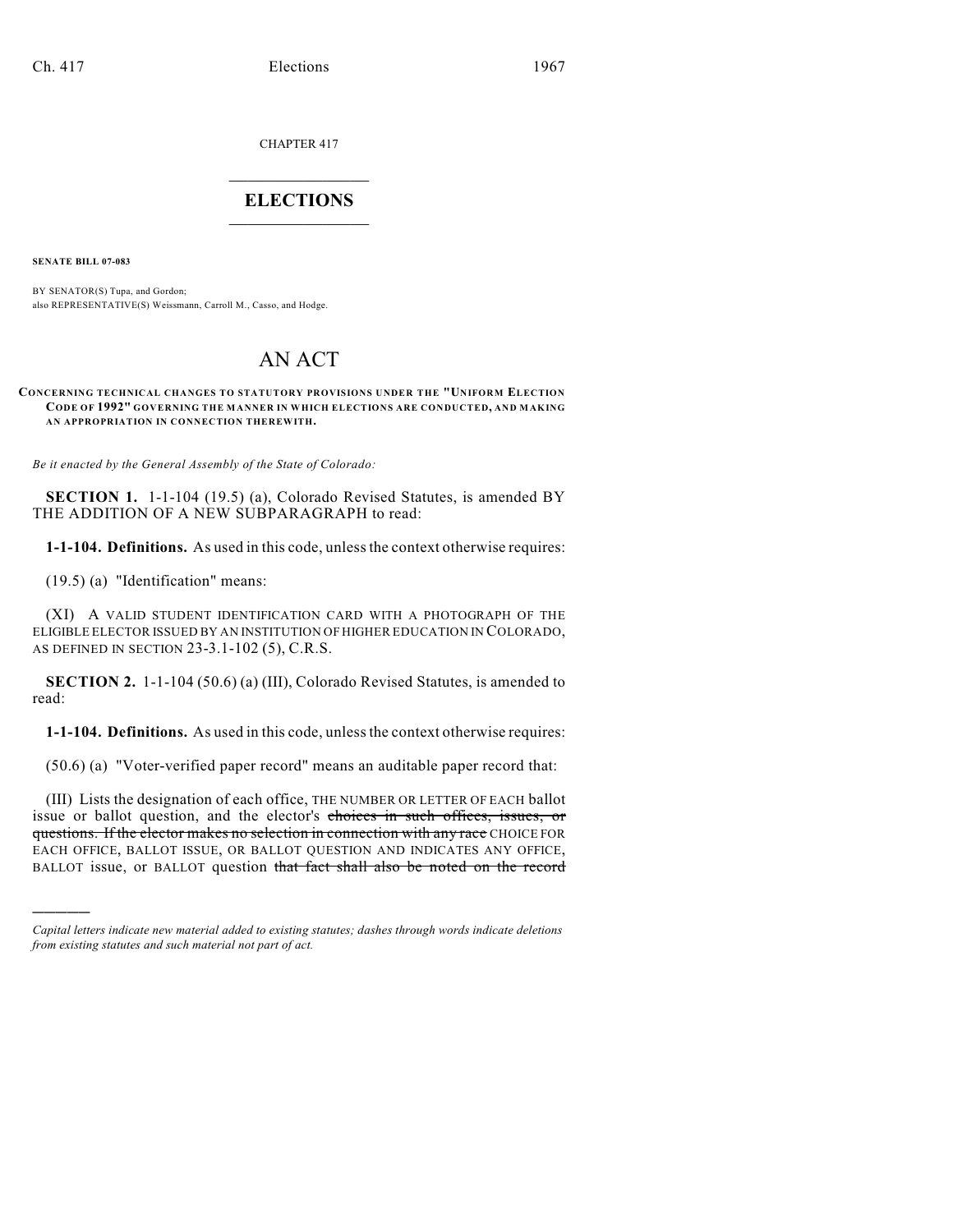CHAPTER 417

## ELECTIONS

**SENATE BILL 07-083**

BY SENATOR(S) Tupa, and Gordon;
also REPRESENTATIVE(S) Weissmann, Carroll M., Casso, and Hodge.

# AN ACT

**CONCERNING TECHNICAL CHANGES TO STATUTORY PROVISIONS UNDER THE "UNIFORM ELECTION CODE OF 1992" GOVERNING THE MANNER IN WHICH ELECTIONS ARE CONDUCTED, AND MAKING AN APPROPRIATION IN CONNECTION THEREWITH.**

*Be it enacted by the General Assembly of the State of Colorado:*

**SECTION 1.** 1-1-104 (19.5) (a), Colorado Revised Statutes, is amended BY THE ADDITION OF A NEW SUBPARAGRAPH to read:

**1-1-104. Definitions.** As used in this code, unless the context otherwise requires:

(19.5) (a) "Identification" means:

(XI) A VALID STUDENT IDENTIFICATION CARD WITH A PHOTOGRAPH OF THE ELIGIBLE ELECTOR ISSUED BY AN INSTITUTION OF HIGHER EDUCATION IN COLORADO, AS DEFINED IN SECTION 23-3.1-102 (5), C.R.S.

**SECTION 2.** 1-1-104 (50.6) (a) (III), Colorado Revised Statutes, is amended to read:

**1-1-104. Definitions.** As used in this code, unless the context otherwise requires:

(50.6) (a) "Voter-verified paper record" means an auditable paper record that:

(III) Lists the designation of each office, THE NUMBER OR LETTER OF EACH ballot issue or ballot question, and the elector's ~~choices in such offices, issues, or questions. If the elector makes no selection in connection with any race~~ CHOICE FOR EACH OFFICE, BALLOT ISSUE, OR BALLOT QUESTION AND INDICATES ANY OFFICE, BALLOT issue, or BALLOT question ~~that fact shall also be noted on the record~~

*Capital letters indicate new material added to existing statutes; dashes through words indicate deletions from existing statutes and such material not part of act.*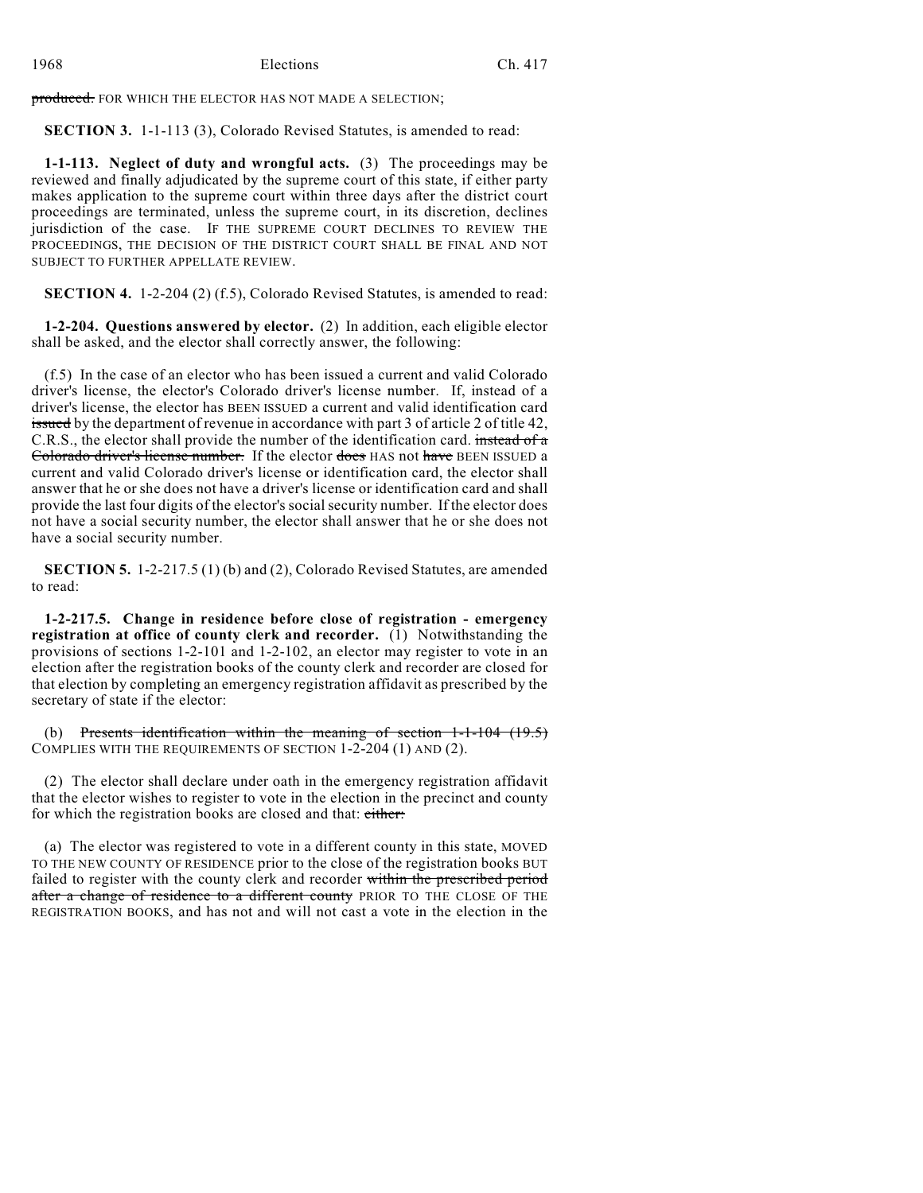~~produced.~~ FOR WHICH THE ELECTOR HAS NOT MADE A SELECTION;

**SECTION 3.** 1-1-113 (3), Colorado Revised Statutes, is amended to read:

**1-1-113. Neglect of duty and wrongful acts.** (3) The proceedings may be reviewed and finally adjudicated by the supreme court of this state, if either party makes application to the supreme court within three days after the district court proceedings are terminated, unless the supreme court, in its discretion, declines jurisdiction of the case. IF THE SUPREME COURT DECLINES TO REVIEW THE PROCEEDINGS, THE DECISION OF THE DISTRICT COURT SHALL BE FINAL AND NOT SUBJECT TO FURTHER APPELLATE REVIEW.

**SECTION 4.** 1-2-204 (2) (f.5), Colorado Revised Statutes, is amended to read:

**1-2-204. Questions answered by elector.** (2) In addition, each eligible elector shall be asked, and the elector shall correctly answer, the following:

(f.5) In the case of an elector who has been issued a current and valid Colorado driver's license, the elector's Colorado driver's license number. If, instead of a driver's license, the elector has BEEN ISSUED a current and valid identification card ~~issued~~ by the department of revenue in accordance with part 3 of article 2 of title 42, C.R.S., the elector shall provide the number of the identification card. ~~instead of a Colorado driver's license number.~~ If the elector ~~does~~ HAS not ~~have~~ BEEN ISSUED a current and valid Colorado driver's license or identification card, the elector shall answer that he or she does not have a driver's license or identification card and shall provide the last four digits of the elector's social security number. If the elector does not have a social security number, the elector shall answer that he or she does not have a social security number.

**SECTION 5.** 1-2-217.5 (1) (b) and (2), Colorado Revised Statutes, are amended to read:

**1-2-217.5. Change in residence before close of registration - emergency registration at office of county clerk and recorder.** (1) Notwithstanding the provisions of sections 1-2-101 and 1-2-102, an elector may register to vote in an election after the registration books of the county clerk and recorder are closed for that election by completing an emergency registration affidavit as prescribed by the secretary of state if the elector:

(b) ~~Presents identification within the meaning of section 1-1-104 (19.5)~~ COMPLIES WITH THE REQUIREMENTS OF SECTION 1-2-204 (1) AND (2).

(2) The elector shall declare under oath in the emergency registration affidavit that the elector wishes to register to vote in the election in the precinct and county for which the registration books are closed and that: ~~either:~~

(a) The elector was registered to vote in a different county in this state, MOVED TO THE NEW COUNTY OF RESIDENCE prior to the close of the registration books BUT failed to register with the county clerk and recorder ~~within the prescribed period after a change of residence to a different county~~ PRIOR TO THE CLOSE OF THE REGISTRATION BOOKS, and has not and will not cast a vote in the election in the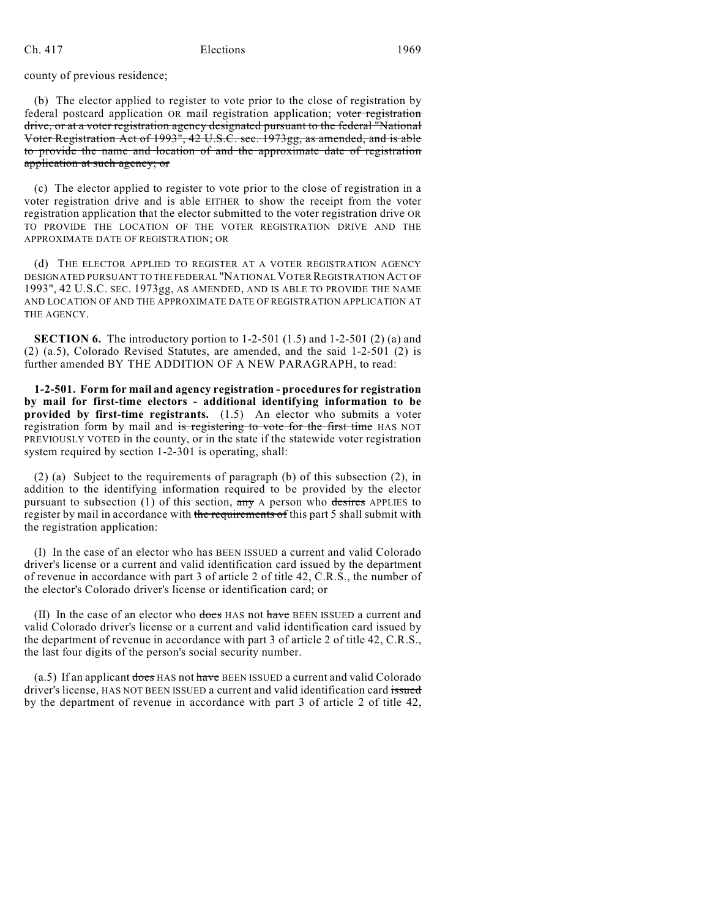county of previous residence;

(b) The elector applied to register to vote prior to the close of registration by federal postcard application OR mail registration application; ~~voter registration drive, or at a voter registration agency designated pursuant to the federal "National Voter Registration Act of 1993", 42 U.S.C. sec. 1973gg, as amended, and is able to provide the name and location of and the approximate date of registration application at such agency; or~~

(c) The elector applied to register to vote prior to the close of registration in a voter registration drive and is able EITHER to show the receipt from the voter registration application that the elector submitted to the voter registration drive OR TO PROVIDE THE LOCATION OF THE VOTER REGISTRATION DRIVE AND THE APPROXIMATE DATE OF REGISTRATION; OR

(d) THE ELECTOR APPLIED TO REGISTER AT A VOTER REGISTRATION AGENCY DESIGNATED PURSUANT TO THE FEDERAL "NATIONAL VOTER REGISTRATION ACT OF 1993", 42 U.S.C. SEC. 1973gg, AS AMENDED, AND IS ABLE TO PROVIDE THE NAME AND LOCATION OF AND THE APPROXIMATE DATE OF REGISTRATION APPLICATION AT THE AGENCY.

**SECTION 6.** The introductory portion to 1-2-501 (1.5) and 1-2-501 (2) (a) and (2) (a.5), Colorado Revised Statutes, are amended, and the said 1-2-501 (2) is further amended BY THE ADDITION OF A NEW PARAGRAPH, to read:

**1-2-501. Form for mail and agency registration - procedures for registration by mail for first-time electors - additional identifying information to be provided by first-time registrants.** (1.5) An elector who submits a voter registration form by mail and ~~is registering to vote for the first time~~ HAS NOT PREVIOUSLY VOTED in the county, or in the state if the statewide voter registration system required by section 1-2-301 is operating, shall:

(2) (a) Subject to the requirements of paragraph (b) of this subsection (2), in addition to the identifying information required to be provided by the elector pursuant to subsection (1) of this section, ~~any~~ A person who ~~desires~~ APPLIES to register by mail in accordance with ~~the requirements of~~ this part 5 shall submit with the registration application:

(I) In the case of an elector who has BEEN ISSUED a current and valid Colorado driver's license or a current and valid identification card issued by the department of revenue in accordance with part 3 of article 2 of title 42, C.R.S., the number of the elector's Colorado driver's license or identification card; or

(II) In the case of an elector who ~~does~~ HAS not ~~have~~ BEEN ISSUED a current and valid Colorado driver's license or a current and valid identification card issued by the department of revenue in accordance with part 3 of article 2 of title 42, C.R.S., the last four digits of the person's social security number.

(a.5) If an applicant ~~does~~ HAS not ~~have~~ BEEN ISSUED a current and valid Colorado driver's license, HAS NOT BEEN ISSUED a current and valid identification card ~~issued~~ by the department of revenue in accordance with part 3 of article 2 of title 42,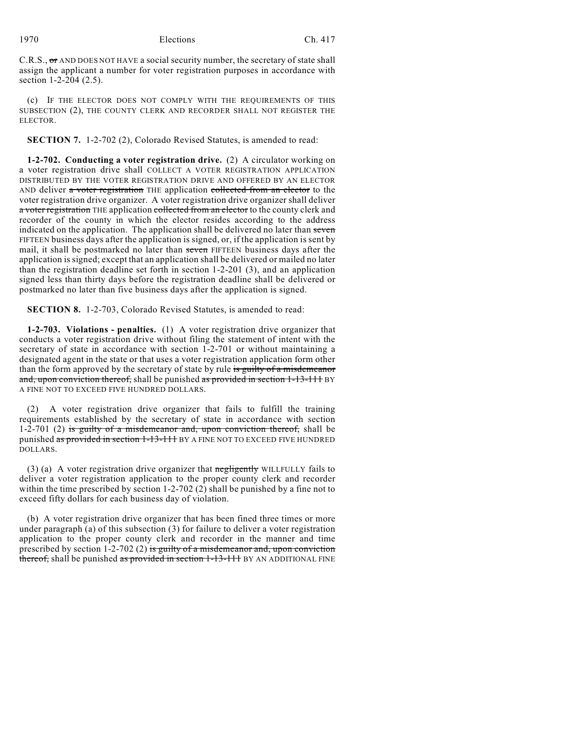C.R.S., ~~or~~ AND DOES NOT HAVE a social security number, the secretary of state shall assign the applicant a number for voter registration purposes in accordance with section 1-2-204 (2.5).

(c) IF THE ELECTOR DOES NOT COMPLY WITH THE REQUIREMENTS OF THIS SUBSECTION (2), THE COUNTY CLERK AND RECORDER SHALL NOT REGISTER THE ELECTOR.

**SECTION 7.** 1-2-702 (2), Colorado Revised Statutes, is amended to read:

**1-2-702. Conducting a voter registration drive.** (2) A circulator working on a voter registration drive shall COLLECT A VOTER REGISTRATION APPLICATION DISTRIBUTED BY THE VOTER REGISTRATION DRIVE AND OFFERED BY AN ELECTOR AND deliver ~~a voter registration~~ THE application ~~collected from an elector~~ to the voter registration drive organizer. A voter registration drive organizer shall deliver ~~a voter registration~~ THE application ~~collected from an elector~~ to the county clerk and recorder of the county in which the elector resides according to the address indicated on the application. The application shall be delivered no later than ~~seven~~ FIFTEEN business days after the application is signed, or, if the application is sent by mail, it shall be postmarked no later than ~~seven~~ FIFTEEN business days after the application is signed; except that an application shall be delivered or mailed no later than the registration deadline set forth in section 1-2-201 (3), and an application signed less than thirty days before the registration deadline shall be delivered or postmarked no later than five business days after the application is signed.

**SECTION 8.** 1-2-703, Colorado Revised Statutes, is amended to read:

**1-2-703. Violations - penalties.** (1) A voter registration drive organizer that conducts a voter registration drive without filing the statement of intent with the secretary of state in accordance with section 1-2-701 or without maintaining a designated agent in the state or that uses a voter registration application form other than the form approved by the secretary of state by rule ~~is guilty of a misdemeanor and, upon conviction thereof,~~ shall be punished ~~as provided in section 1-13-111~~ BY A FINE NOT TO EXCEED FIVE HUNDRED DOLLARS.

(2) A voter registration drive organizer that fails to fulfill the training requirements established by the secretary of state in accordance with section 1-2-701 (2) ~~is guilty of a misdemeanor and, upon conviction thereof,~~ shall be punished ~~as provided in section 1-13-111~~ BY A FINE NOT TO EXCEED FIVE HUNDRED DOLLARS.

(3) (a) A voter registration drive organizer that ~~negligently~~ WILLFULLY fails to deliver a voter registration application to the proper county clerk and recorder within the time prescribed by section 1-2-702 (2) shall be punished by a fine not to exceed fifty dollars for each business day of violation.

(b) A voter registration drive organizer that has been fined three times or more under paragraph (a) of this subsection (3) for failure to deliver a voter registration application to the proper county clerk and recorder in the manner and time prescribed by section 1-2-702 (2) ~~is guilty of a misdemeanor and, upon conviction thereof,~~ shall be punished ~~as provided in section 1-13-111~~ BY AN ADDITIONAL FINE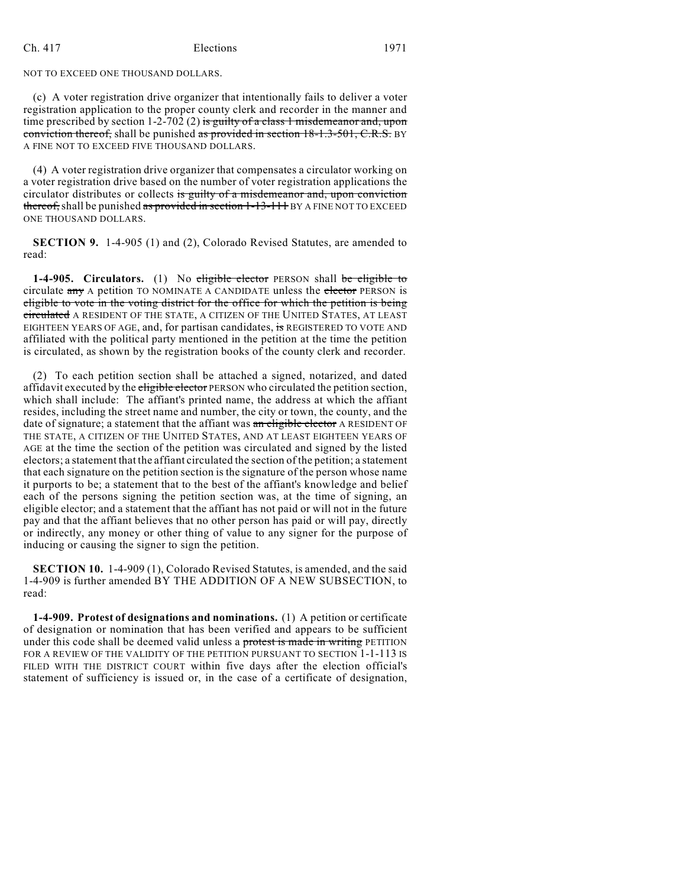NOT TO EXCEED ONE THOUSAND DOLLARS.

(c) A voter registration drive organizer that intentionally fails to deliver a voter registration application to the proper county clerk and recorder in the manner and time prescribed by section 1-2-702 (2) ~~is guilty of a class 1 misdemeanor and, upon conviction thereof,~~ shall be punished ~~as provided in section 18-1.3-501, C.R.S.~~ BY A FINE NOT TO EXCEED FIVE THOUSAND DOLLARS.

(4) A voter registration drive organizer that compensates a circulator working on a voter registration drive based on the number of voter registration applications the circulator distributes or collects ~~is guilty of a misdemeanor and, upon conviction thereof,~~ shall be punished ~~as provided in section 1-13-111~~ BY A FINE NOT TO EXCEED ONE THOUSAND DOLLARS.

**SECTION 9.** 1-4-905 (1) and (2), Colorado Revised Statutes, are amended to read:

**1-4-905. Circulators.** (1) No ~~eligible elector~~ PERSON shall ~~be eligible to~~ circulate ~~any~~ A petition TO NOMINATE A CANDIDATE unless the ~~elector~~ PERSON is ~~eligible to vote in the voting district for the office for which the petition is being circulated~~ A RESIDENT OF THE STATE, A CITIZEN OF THE UNITED STATES, AT LEAST EIGHTEEN YEARS OF AGE, and, for partisan candidates, ~~is~~ REGISTERED TO VOTE AND affiliated with the political party mentioned in the petition at the time the petition is circulated, as shown by the registration books of the county clerk and recorder.

(2) To each petition section shall be attached a signed, notarized, and dated affidavit executed by the ~~eligible elector~~ PERSON who circulated the petition section, which shall include: The affiant's printed name, the address at which the affiant resides, including the street name and number, the city or town, the county, and the date of signature; a statement that the affiant was ~~an eligible elector~~ A RESIDENT OF THE STATE, A CITIZEN OF THE UNITED STATES, AND AT LEAST EIGHTEEN YEARS OF AGE at the time the section of the petition was circulated and signed by the listed electors; a statement that the affiant circulated the section of the petition; a statement that each signature on the petition section is the signature of the person whose name it purports to be; a statement that to the best of the affiant's knowledge and belief each of the persons signing the petition section was, at the time of signing, an eligible elector; and a statement that the affiant has not paid or will not in the future pay and that the affiant believes that no other person has paid or will pay, directly or indirectly, any money or other thing of value to any signer for the purpose of inducing or causing the signer to sign the petition.

**SECTION 10.** 1-4-909 (1), Colorado Revised Statutes, is amended, and the said 1-4-909 is further amended BY THE ADDITION OF A NEW SUBSECTION, to read:

**1-4-909. Protest of designations and nominations.** (1) A petition or certificate of designation or nomination that has been verified and appears to be sufficient under this code shall be deemed valid unless a ~~protest is made in writing~~ PETITION FOR A REVIEW OF THE VALIDITY OF THE PETITION PURSUANT TO SECTION 1-1-113 IS FILED WITH THE DISTRICT COURT within five days after the election official's statement of sufficiency is issued or, in the case of a certificate of designation,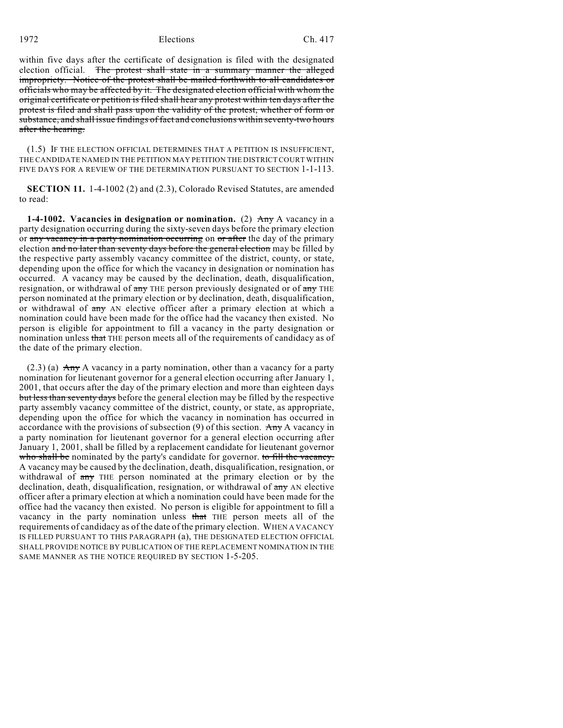within five days after the certificate of designation is filed with the designated election official. ~~The protest shall state in a summary manner the alleged impropriety. Notice of the protest shall be mailed forthwith to all candidates or officials who may be affected by it. The designated election official with whom the original certificate or petition is filed shall hear any protest within ten days after the protest is filed and shall pass upon the validity of the protest, whether of form or substance, and shall issue findings of fact and conclusions within seventy-two hours after the hearing.~~

(1.5) IF THE ELECTION OFFICIAL DETERMINES THAT A PETITION IS INSUFFICIENT, THE CANDIDATE NAMED IN THE PETITION MAY PETITION THE DISTRICT COURT WITHIN FIVE DAYS FOR A REVIEW OF THE DETERMINATION PURSUANT TO SECTION 1-1-113.

**SECTION 11.** 1-4-1002 (2) and (2.3), Colorado Revised Statutes, are amended to read:

**1-4-1002. Vacancies in designation or nomination.** (2) ~~Any~~ A vacancy in a party designation occurring during the sixty-seven days before the primary election or ~~any vacancy in a party nomination occurring~~ on ~~or after~~ the day of the primary election ~~and no later than seventy days before the general election~~ may be filled by the respective party assembly vacancy committee of the district, county, or state, depending upon the office for which the vacancy in designation or nomination has occurred. A vacancy may be caused by the declination, death, disqualification, resignation, or withdrawal of ~~any~~ THE person previously designated or of ~~any~~ THE person nominated at the primary election or by declination, death, disqualification, or withdrawal of ~~any~~ AN elective officer after a primary election at which a nomination could have been made for the office had the vacancy then existed. No person is eligible for appointment to fill a vacancy in the party designation or nomination unless ~~that~~ THE person meets all of the requirements of candidacy as of the date of the primary election.

(2.3) (a) ~~Any~~ A vacancy in a party nomination, other than a vacancy for a party nomination for lieutenant governor for a general election occurring after January 1, 2001, that occurs after the day of the primary election and more than eighteen days ~~but less than seventy days~~ before the general election may be filled by the respective party assembly vacancy committee of the district, county, or state, as appropriate, depending upon the office for which the vacancy in nomination has occurred in accordance with the provisions of subsection (9) of this section. ~~Any~~ A vacancy in a party nomination for lieutenant governor for a general election occurring after January 1, 2001, shall be filled by a replacement candidate for lieutenant governor ~~who shall be~~ nominated by the party's candidate for governor. ~~to fill the vacancy.~~ A vacancy may be caused by the declination, death, disqualification, resignation, or withdrawal of ~~any~~ THE person nominated at the primary election or by the declination, death, disqualification, resignation, or withdrawal of ~~any~~ AN elective officer after a primary election at which a nomination could have been made for the office had the vacancy then existed. No person is eligible for appointment to fill a vacancy in the party nomination unless ~~that~~ THE person meets all of the requirements of candidacy as of the date of the primary election. WHEN A VACANCY IS FILLED PURSUANT TO THIS PARAGRAPH (a), THE DESIGNATED ELECTION OFFICIAL SHALL PROVIDE NOTICE BY PUBLICATION OF THE REPLACEMENT NOMINATION IN THE SAME MANNER AS THE NOTICE REQUIRED BY SECTION 1-5-205.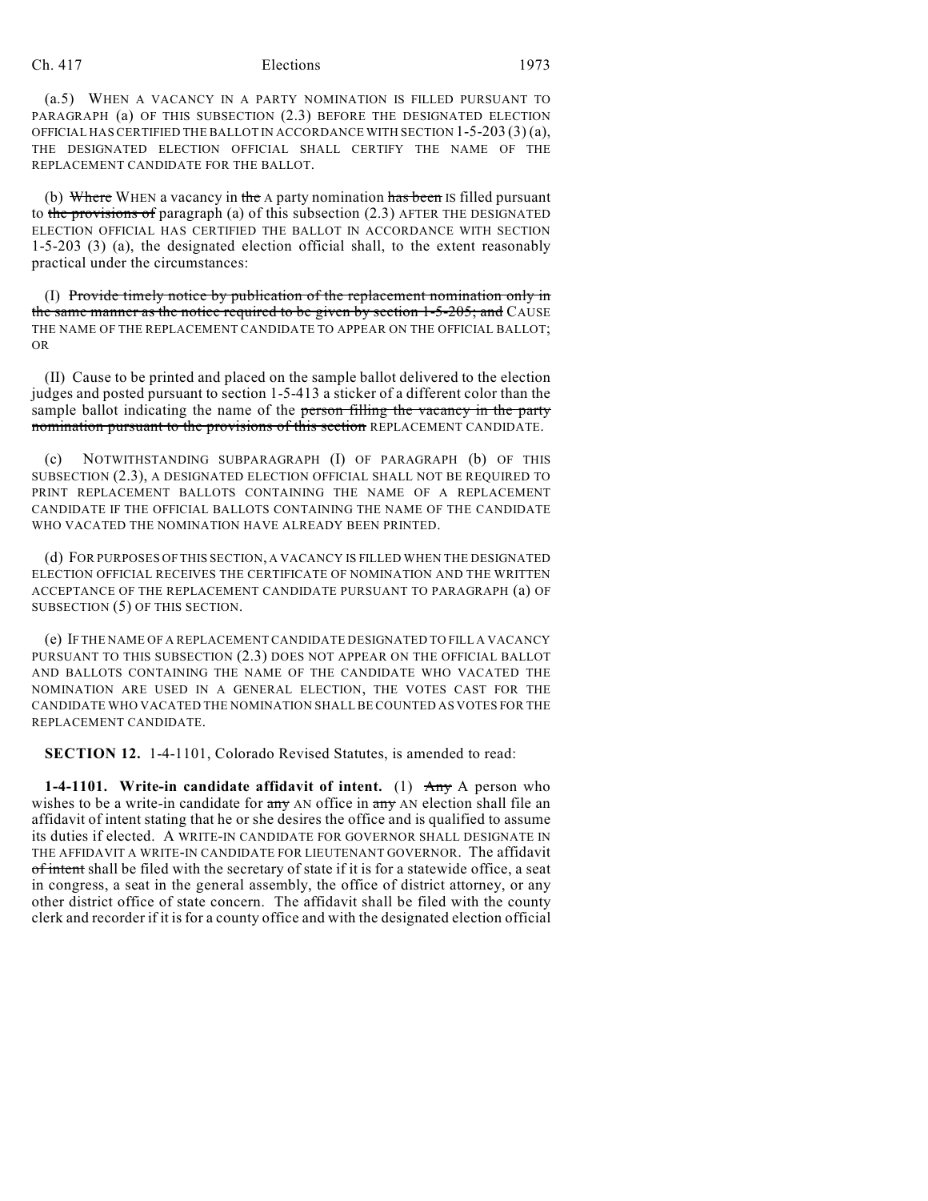(a.5) WHEN A VACANCY IN A PARTY NOMINATION IS FILLED PURSUANT TO PARAGRAPH (a) OF THIS SUBSECTION (2.3) BEFORE THE DESIGNATED ELECTION OFFICIAL HAS CERTIFIED THE BALLOT IN ACCORDANCE WITH SECTION 1-5-203 (3) (a), THE DESIGNATED ELECTION OFFICIAL SHALL CERTIFY THE NAME OF THE REPLACEMENT CANDIDATE FOR THE BALLOT.

(b) ~~Where~~ WHEN a vacancy in ~~the~~ A party nomination ~~has been~~ IS filled pursuant to ~~the provisions of~~ paragraph (a) of this subsection (2.3) AFTER THE DESIGNATED ELECTION OFFICIAL HAS CERTIFIED THE BALLOT IN ACCORDANCE WITH SECTION 1-5-203 (3) (a), the designated election official shall, to the extent reasonably practical under the circumstances:

(I) ~~Provide timely notice by publication of the replacement nomination only in the same manner as the notice required to be given by section 1-5-205; and~~ CAUSE THE NAME OF THE REPLACEMENT CANDIDATE TO APPEAR ON THE OFFICIAL BALLOT; OR

(II) Cause to be printed and placed on the sample ballot delivered to the election judges and posted pursuant to section 1-5-413 a sticker of a different color than the sample ballot indicating the name of the ~~person filling the vacancy in the party nomination pursuant to the provisions of this section~~ REPLACEMENT CANDIDATE.

(c) NOTWITHSTANDING SUBPARAGRAPH (I) OF PARAGRAPH (b) OF THIS SUBSECTION (2.3), A DESIGNATED ELECTION OFFICIAL SHALL NOT BE REQUIRED TO PRINT REPLACEMENT BALLOTS CONTAINING THE NAME OF A REPLACEMENT CANDIDATE IF THE OFFICIAL BALLOTS CONTAINING THE NAME OF THE CANDIDATE WHO VACATED THE NOMINATION HAVE ALREADY BEEN PRINTED.

(d) FOR PURPOSES OF THIS SECTION, A VACANCY IS FILLED WHEN THE DESIGNATED ELECTION OFFICIAL RECEIVES THE CERTIFICATE OF NOMINATION AND THE WRITTEN ACCEPTANCE OF THE REPLACEMENT CANDIDATE PURSUANT TO PARAGRAPH (a) OF SUBSECTION (5) OF THIS SECTION.

(e) IF THE NAME OF A REPLACEMENT CANDIDATE DESIGNATED TO FILL A VACANCY PURSUANT TO THIS SUBSECTION (2.3) DOES NOT APPEAR ON THE OFFICIAL BALLOT AND BALLOTS CONTAINING THE NAME OF THE CANDIDATE WHO VACATED THE NOMINATION ARE USED IN A GENERAL ELECTION, THE VOTES CAST FOR THE CANDIDATE WHO VACATED THE NOMINATION SHALL BE COUNTED AS VOTES FOR THE REPLACEMENT CANDIDATE.

**SECTION 12.** 1-4-1101, Colorado Revised Statutes, is amended to read:

**1-4-1101. Write-in candidate affidavit of intent.** (1) ~~Any~~ A person who wishes to be a write-in candidate for ~~any~~ AN office in ~~any~~ AN election shall file an affidavit of intent stating that he or she desires the office and is qualified to assume its duties if elected. A WRITE-IN CANDIDATE FOR GOVERNOR SHALL DESIGNATE IN THE AFFIDAVIT A WRITE-IN CANDIDATE FOR LIEUTENANT GOVERNOR. The affidavit ~~of intent~~ shall be filed with the secretary of state if it is for a statewide office, a seat in congress, a seat in the general assembly, the office of district attorney, or any other district office of state concern. The affidavit shall be filed with the county clerk and recorder if it is for a county office and with the designated election official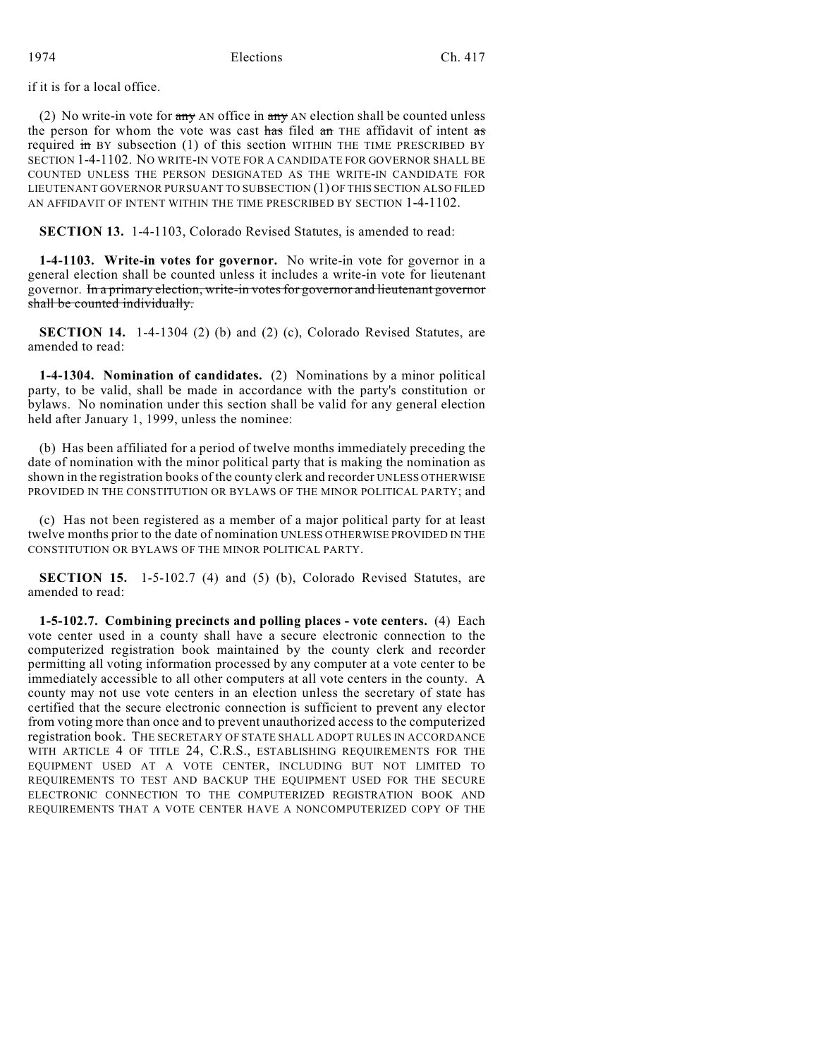if it is for a local office.

(2) No write-in vote for ~~any~~ AN office in ~~any~~ AN election shall be counted unless the person for whom the vote was cast ~~has~~ filed ~~an~~ THE affidavit of intent ~~as~~ required ~~in~~ BY subsection (1) of this section WITHIN THE TIME PRESCRIBED BY SECTION 1-4-1102. NO WRITE-IN VOTE FOR A CANDIDATE FOR GOVERNOR SHALL BE COUNTED UNLESS THE PERSON DESIGNATED AS THE WRITE-IN CANDIDATE FOR LIEUTENANT GOVERNOR PURSUANT TO SUBSECTION (1) OF THIS SECTION ALSO FILED AN AFFIDAVIT OF INTENT WITHIN THE TIME PRESCRIBED BY SECTION 1-4-1102.

**SECTION 13.** 1-4-1103, Colorado Revised Statutes, is amended to read:

**1-4-1103. Write-in votes for governor.** No write-in vote for governor in a general election shall be counted unless it includes a write-in vote for lieutenant governor. ~~In a primary election, write-in votes for governor and lieutenant governor shall be counted individually.~~

**SECTION 14.** 1-4-1304 (2) (b) and (2) (c), Colorado Revised Statutes, are amended to read:

**1-4-1304. Nomination of candidates.** (2) Nominations by a minor political party, to be valid, shall be made in accordance with the party's constitution or bylaws. No nomination under this section shall be valid for any general election held after January 1, 1999, unless the nominee:

(b) Has been affiliated for a period of twelve months immediately preceding the date of nomination with the minor political party that is making the nomination as shown in the registration books of the county clerk and recorder UNLESS OTHERWISE PROVIDED IN THE CONSTITUTION OR BYLAWS OF THE MINOR POLITICAL PARTY; and

(c) Has not been registered as a member of a major political party for at least twelve months prior to the date of nomination UNLESS OTHERWISE PROVIDED IN THE CONSTITUTION OR BYLAWS OF THE MINOR POLITICAL PARTY.

**SECTION 15.** 1-5-102.7 (4) and (5) (b), Colorado Revised Statutes, are amended to read:

**1-5-102.7. Combining precincts and polling places - vote centers.** (4) Each vote center used in a county shall have a secure electronic connection to the computerized registration book maintained by the county clerk and recorder permitting all voting information processed by any computer at a vote center to be immediately accessible to all other computers at all vote centers in the county. A county may not use vote centers in an election unless the secretary of state has certified that the secure electronic connection is sufficient to prevent any elector from voting more than once and to prevent unauthorized access to the computerized registration book. THE SECRETARY OF STATE SHALL ADOPT RULES IN ACCORDANCE WITH ARTICLE 4 OF TITLE 24, C.R.S., ESTABLISHING REQUIREMENTS FOR THE EQUIPMENT USED AT A VOTE CENTER, INCLUDING BUT NOT LIMITED TO REQUIREMENTS TO TEST AND BACKUP THE EQUIPMENT USED FOR THE SECURE ELECTRONIC CONNECTION TO THE COMPUTERIZED REGISTRATION BOOK AND REQUIREMENTS THAT A VOTE CENTER HAVE A NONCOMPUTERIZED COPY OF THE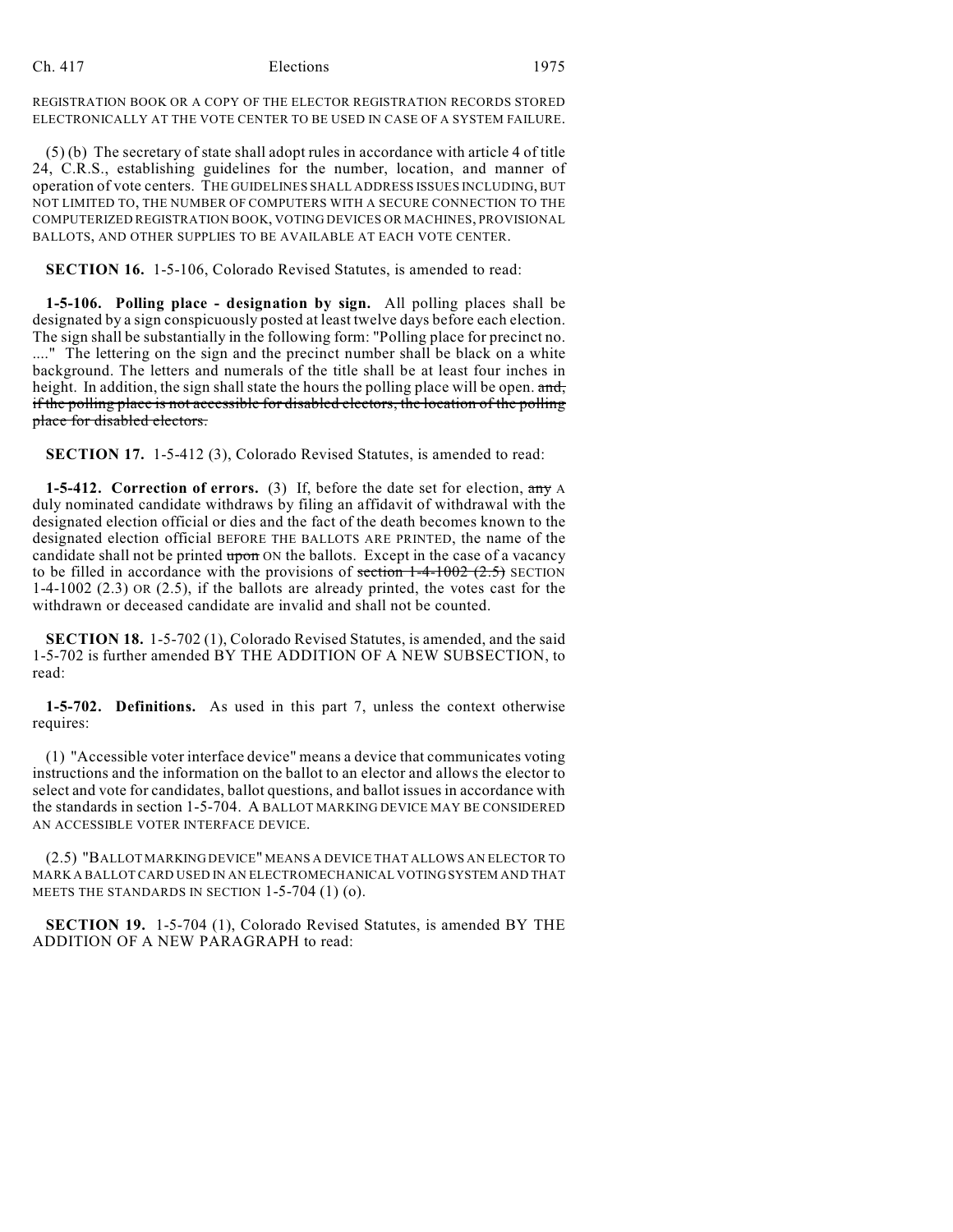REGISTRATION BOOK OR A COPY OF THE ELECTOR REGISTRATION RECORDS STORED ELECTRONICALLY AT THE VOTE CENTER TO BE USED IN CASE OF A SYSTEM FAILURE.

(5) (b) The secretary of state shall adopt rules in accordance with article 4 of title 24, C.R.S., establishing guidelines for the number, location, and manner of operation of vote centers. THE GUIDELINES SHALL ADDRESS ISSUES INCLUDING, BUT NOT LIMITED TO, THE NUMBER OF COMPUTERS WITH A SECURE CONNECTION TO THE COMPUTERIZED REGISTRATION BOOK, VOTING DEVICES OR MACHINES, PROVISIONAL BALLOTS, AND OTHER SUPPLIES TO BE AVAILABLE AT EACH VOTE CENTER.

**SECTION 16.** 1-5-106, Colorado Revised Statutes, is amended to read:

**1-5-106. Polling place - designation by sign.** All polling places shall be designated by a sign conspicuously posted at least twelve days before each election. The sign shall be substantially in the following form: "Polling place for precinct no. ...." The lettering on the sign and the precinct number shall be black on a white background. The letters and numerals of the title shall be at least four inches in height. In addition, the sign shall state the hours the polling place will be open. ~~and, if the polling place is not accessible for disabled electors, the location of the polling place for disabled electors.~~

**SECTION 17.** 1-5-412 (3), Colorado Revised Statutes, is amended to read:

**1-5-412. Correction of errors.** (3) If, before the date set for election, ~~any~~ A duly nominated candidate withdraws by filing an affidavit of withdrawal with the designated election official or dies and the fact of the death becomes known to the designated election official BEFORE THE BALLOTS ARE PRINTED, the name of the candidate shall not be printed ~~upon~~ ON the ballots. Except in the case of a vacancy to be filled in accordance with the provisions of ~~section 1-4-1002 (2.5)~~ SECTION 1-4-1002 (2.3) OR (2.5), if the ballots are already printed, the votes cast for the withdrawn or deceased candidate are invalid and shall not be counted.

**SECTION 18.** 1-5-702 (1), Colorado Revised Statutes, is amended, and the said 1-5-702 is further amended BY THE ADDITION OF A NEW SUBSECTION, to read:

**1-5-702. Definitions.** As used in this part 7, unless the context otherwise requires:

(1) "Accessible voter interface device" means a device that communicates voting instructions and the information on the ballot to an elector and allows the elector to select and vote for candidates, ballot questions, and ballot issues in accordance with the standards in section 1-5-704. A BALLOT MARKING DEVICE MAY BE CONSIDERED AN ACCESSIBLE VOTER INTERFACE DEVICE.

(2.5) "BALLOT MARKING DEVICE" MEANS A DEVICE THAT ALLOWS AN ELECTOR TO MARK A BALLOT CARD USED IN AN ELECTROMECHANICAL VOTING SYSTEM AND THAT MEETS THE STANDARDS IN SECTION 1-5-704 (1) (o).

**SECTION 19.** 1-5-704 (1), Colorado Revised Statutes, is amended BY THE ADDITION OF A NEW PARAGRAPH to read: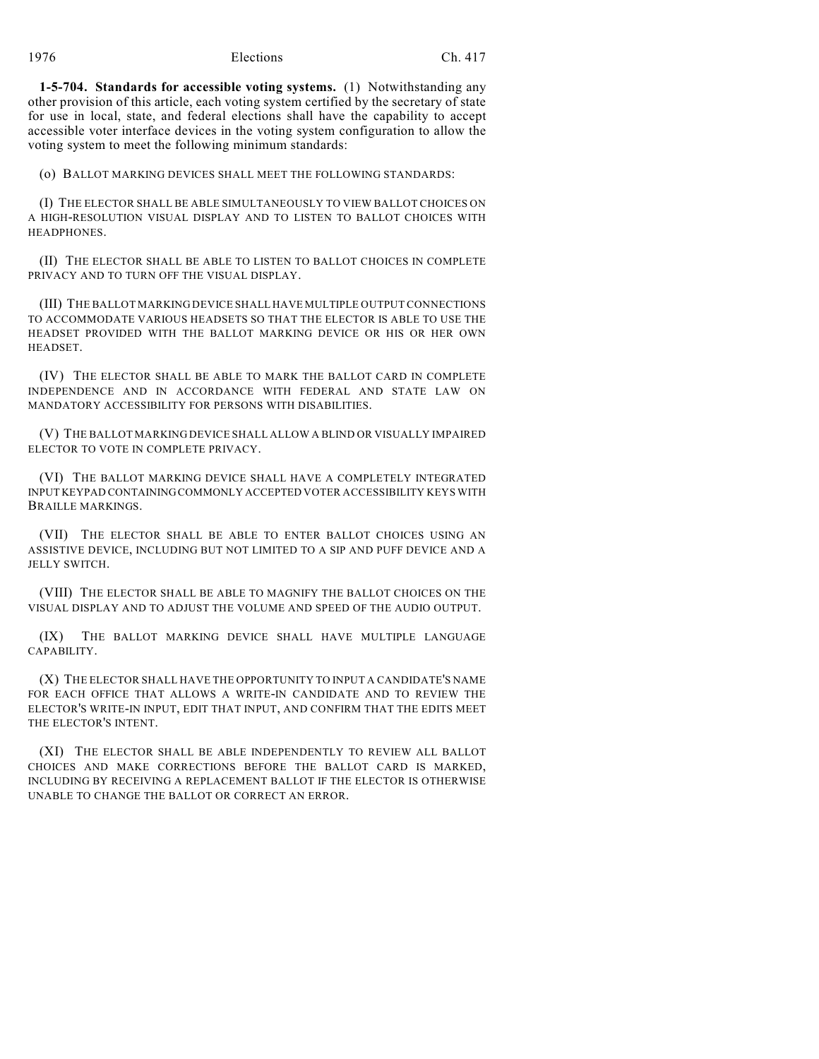**1-5-704. Standards for accessible voting systems.** (1) Notwithstanding any other provision of this article, each voting system certified by the secretary of state for use in local, state, and federal elections shall have the capability to accept accessible voter interface devices in the voting system configuration to allow the voting system to meet the following minimum standards:

(o) BALLOT MARKING DEVICES SHALL MEET THE FOLLOWING STANDARDS:

(I) THE ELECTOR SHALL BE ABLE SIMULTANEOUSLY TO VIEW BALLOT CHOICES ON A HIGH-RESOLUTION VISUAL DISPLAY AND TO LISTEN TO BALLOT CHOICES WITH HEADPHONES.

(II) THE ELECTOR SHALL BE ABLE TO LISTEN TO BALLOT CHOICES IN COMPLETE PRIVACY AND TO TURN OFF THE VISUAL DISPLAY.

(III) THE BALLOT MARKING DEVICE SHALL HAVE MULTIPLE OUTPUT CONNECTIONS TO ACCOMMODATE VARIOUS HEADSETS SO THAT THE ELECTOR IS ABLE TO USE THE HEADSET PROVIDED WITH THE BALLOT MARKING DEVICE OR HIS OR HER OWN HEADSET.

(IV) THE ELECTOR SHALL BE ABLE TO MARK THE BALLOT CARD IN COMPLETE INDEPENDENCE AND IN ACCORDANCE WITH FEDERAL AND STATE LAW ON MANDATORY ACCESSIBILITY FOR PERSONS WITH DISABILITIES.

(V) THE BALLOT MARKING DEVICE SHALL ALLOW A BLIND OR VISUALLY IMPAIRED ELECTOR TO VOTE IN COMPLETE PRIVACY.

(VI) THE BALLOT MARKING DEVICE SHALL HAVE A COMPLETELY INTEGRATED INPUT KEYPAD CONTAINING COMMONLY ACCEPTED VOTER ACCESSIBILITY KEYS WITH BRAILLE MARKINGS.

(VII) THE ELECTOR SHALL BE ABLE TO ENTER BALLOT CHOICES USING AN ASSISTIVE DEVICE, INCLUDING BUT NOT LIMITED TO A SIP AND PUFF DEVICE AND A JELLY SWITCH.

(VIII) THE ELECTOR SHALL BE ABLE TO MAGNIFY THE BALLOT CHOICES ON THE VISUAL DISPLAY AND TO ADJUST THE VOLUME AND SPEED OF THE AUDIO OUTPUT.

(IX) THE BALLOT MARKING DEVICE SHALL HAVE MULTIPLE LANGUAGE CAPABILITY.

(X) THE ELECTOR SHALL HAVE THE OPPORTUNITY TO INPUT A CANDIDATE'S NAME FOR EACH OFFICE THAT ALLOWS A WRITE-IN CANDIDATE AND TO REVIEW THE ELECTOR'S WRITE-IN INPUT, EDIT THAT INPUT, AND CONFIRM THAT THE EDITS MEET THE ELECTOR'S INTENT.

(XI) THE ELECTOR SHALL BE ABLE INDEPENDENTLY TO REVIEW ALL BALLOT CHOICES AND MAKE CORRECTIONS BEFORE THE BALLOT CARD IS MARKED, INCLUDING BY RECEIVING A REPLACEMENT BALLOT IF THE ELECTOR IS OTHERWISE UNABLE TO CHANGE THE BALLOT OR CORRECT AN ERROR.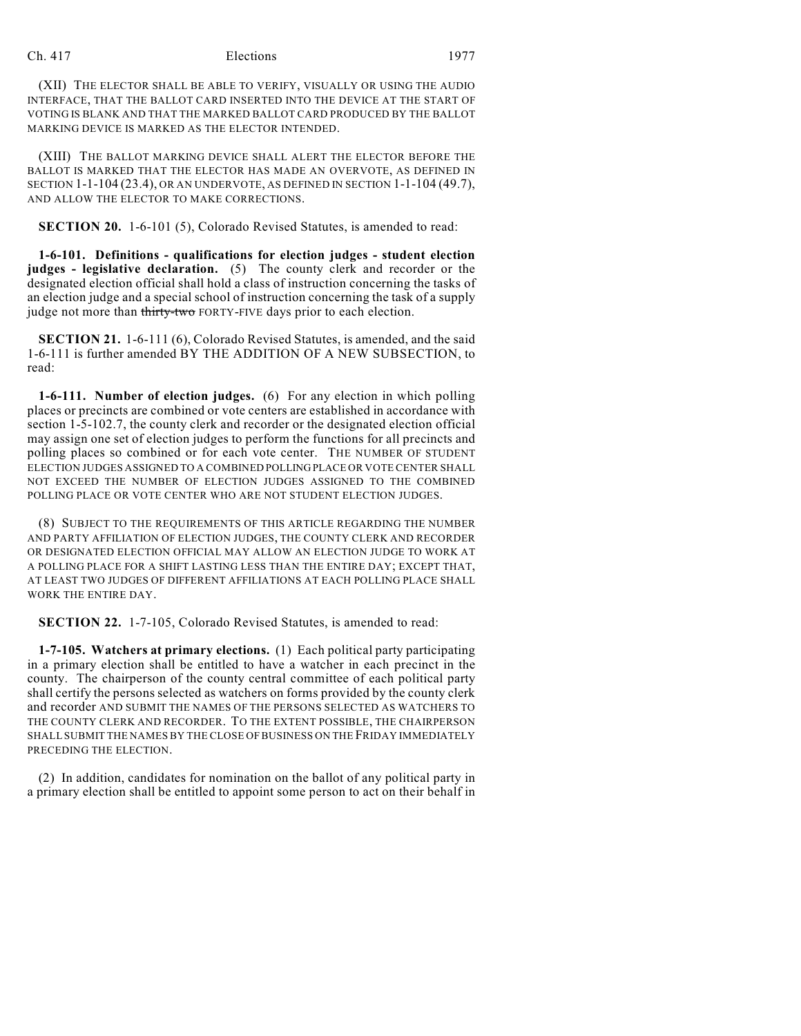(XII) THE ELECTOR SHALL BE ABLE TO VERIFY, VISUALLY OR USING THE AUDIO INTERFACE, THAT THE BALLOT CARD INSERTED INTO THE DEVICE AT THE START OF VOTING IS BLANK AND THAT THE MARKED BALLOT CARD PRODUCED BY THE BALLOT MARKING DEVICE IS MARKED AS THE ELECTOR INTENDED.

(XIII) THE BALLOT MARKING DEVICE SHALL ALERT THE ELECTOR BEFORE THE BALLOT IS MARKED THAT THE ELECTOR HAS MADE AN OVERVOTE, AS DEFINED IN SECTION 1-1-104 (23.4), OR AN UNDERVOTE, AS DEFINED IN SECTION 1-1-104 (49.7), AND ALLOW THE ELECTOR TO MAKE CORRECTIONS.

**SECTION 20.** 1-6-101 (5), Colorado Revised Statutes, is amended to read:

**1-6-101. Definitions - qualifications for election judges - student election judges - legislative declaration.** (5) The county clerk and recorder or the designated election official shall hold a class of instruction concerning the tasks of an election judge and a special school of instruction concerning the task of a supply judge not more than ~~thirty-two~~ FORTY-FIVE days prior to each election.

**SECTION 21.** 1-6-111 (6), Colorado Revised Statutes, is amended, and the said 1-6-111 is further amended BY THE ADDITION OF A NEW SUBSECTION, to read:

**1-6-111. Number of election judges.** (6) For any election in which polling places or precincts are combined or vote centers are established in accordance with section 1-5-102.7, the county clerk and recorder or the designated election official may assign one set of election judges to perform the functions for all precincts and polling places so combined or for each vote center. THE NUMBER OF STUDENT ELECTION JUDGES ASSIGNED TO A COMBINED POLLING PLACE OR VOTE CENTER SHALL NOT EXCEED THE NUMBER OF ELECTION JUDGES ASSIGNED TO THE COMBINED POLLING PLACE OR VOTE CENTER WHO ARE NOT STUDENT ELECTION JUDGES.

(8) SUBJECT TO THE REQUIREMENTS OF THIS ARTICLE REGARDING THE NUMBER AND PARTY AFFILIATION OF ELECTION JUDGES, THE COUNTY CLERK AND RECORDER OR DESIGNATED ELECTION OFFICIAL MAY ALLOW AN ELECTION JUDGE TO WORK AT A POLLING PLACE FOR A SHIFT LASTING LESS THAN THE ENTIRE DAY; EXCEPT THAT, AT LEAST TWO JUDGES OF DIFFERENT AFFILIATIONS AT EACH POLLING PLACE SHALL WORK THE ENTIRE DAY.

**SECTION 22.** 1-7-105, Colorado Revised Statutes, is amended to read:

**1-7-105. Watchers at primary elections.** (1) Each political party participating in a primary election shall be entitled to have a watcher in each precinct in the county. The chairperson of the county central committee of each political party shall certify the persons selected as watchers on forms provided by the county clerk and recorder AND SUBMIT THE NAMES OF THE PERSONS SELECTED AS WATCHERS TO THE COUNTY CLERK AND RECORDER. TO THE EXTENT POSSIBLE, THE CHAIRPERSON SHALL SUBMIT THE NAMES BY THE CLOSE OF BUSINESS ON THE FRIDAY IMMEDIATELY PRECEDING THE ELECTION.

(2) In addition, candidates for nomination on the ballot of any political party in a primary election shall be entitled to appoint some person to act on their behalf in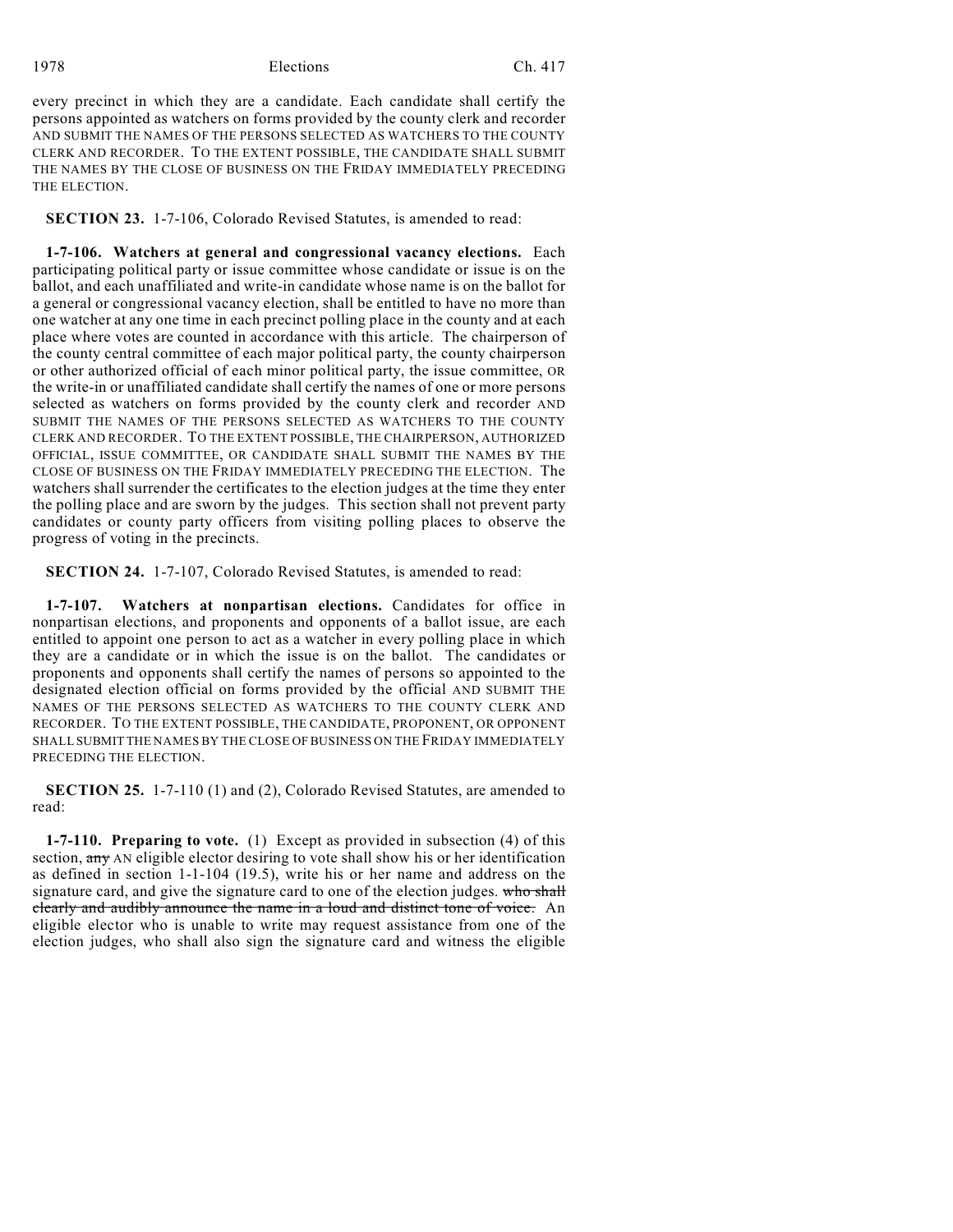every precinct in which they are a candidate. Each candidate shall certify the persons appointed as watchers on forms provided by the county clerk and recorder AND SUBMIT THE NAMES OF THE PERSONS SELECTED AS WATCHERS TO THE COUNTY CLERK AND RECORDER. TO THE EXTENT POSSIBLE, THE CANDIDATE SHALL SUBMIT THE NAMES BY THE CLOSE OF BUSINESS ON THE FRIDAY IMMEDIATELY PRECEDING THE ELECTION.

**SECTION 23.** 1-7-106, Colorado Revised Statutes, is amended to read:

**1-7-106. Watchers at general and congressional vacancy elections.** Each participating political party or issue committee whose candidate or issue is on the ballot, and each unaffiliated and write-in candidate whose name is on the ballot for a general or congressional vacancy election, shall be entitled to have no more than one watcher at any one time in each precinct polling place in the county and at each place where votes are counted in accordance with this article. The chairperson of the county central committee of each major political party, the county chairperson or other authorized official of each minor political party, the issue committee, OR the write-in or unaffiliated candidate shall certify the names of one or more persons selected as watchers on forms provided by the county clerk and recorder AND SUBMIT THE NAMES OF THE PERSONS SELECTED AS WATCHERS TO THE COUNTY CLERK AND RECORDER. TO THE EXTENT POSSIBLE, THE CHAIRPERSON, AUTHORIZED OFFICIAL, ISSUE COMMITTEE, OR CANDIDATE SHALL SUBMIT THE NAMES BY THE CLOSE OF BUSINESS ON THE FRIDAY IMMEDIATELY PRECEDING THE ELECTION. The watchers shall surrender the certificates to the election judges at the time they enter the polling place and are sworn by the judges. This section shall not prevent party candidates or county party officers from visiting polling places to observe the progress of voting in the precincts.

**SECTION 24.** 1-7-107, Colorado Revised Statutes, is amended to read:

**1-7-107. Watchers at nonpartisan elections.** Candidates for office in nonpartisan elections, and proponents and opponents of a ballot issue, are each entitled to appoint one person to act as a watcher in every polling place in which they are a candidate or in which the issue is on the ballot. The candidates or proponents and opponents shall certify the names of persons so appointed to the designated election official on forms provided by the official AND SUBMIT THE NAMES OF THE PERSONS SELECTED AS WATCHERS TO THE COUNTY CLERK AND RECORDER. TO THE EXTENT POSSIBLE, THE CANDIDATE, PROPONENT, OR OPPONENT SHALL SUBMIT THE NAMES BY THE CLOSE OF BUSINESS ON THE FRIDAY IMMEDIATELY PRECEDING THE ELECTION.

**SECTION 25.** 1-7-110 (1) and (2), Colorado Revised Statutes, are amended to read:

**1-7-110. Preparing to vote.** (1) Except as provided in subsection (4) of this section, ~~any~~ AN eligible elector desiring to vote shall show his or her identification as defined in section 1-1-104 (19.5), write his or her name and address on the signature card, and give the signature card to one of the election judges. ~~who shall clearly and audibly announce the name in a loud and distinct tone of voice.~~ An eligible elector who is unable to write may request assistance from one of the election judges, who shall also sign the signature card and witness the eligible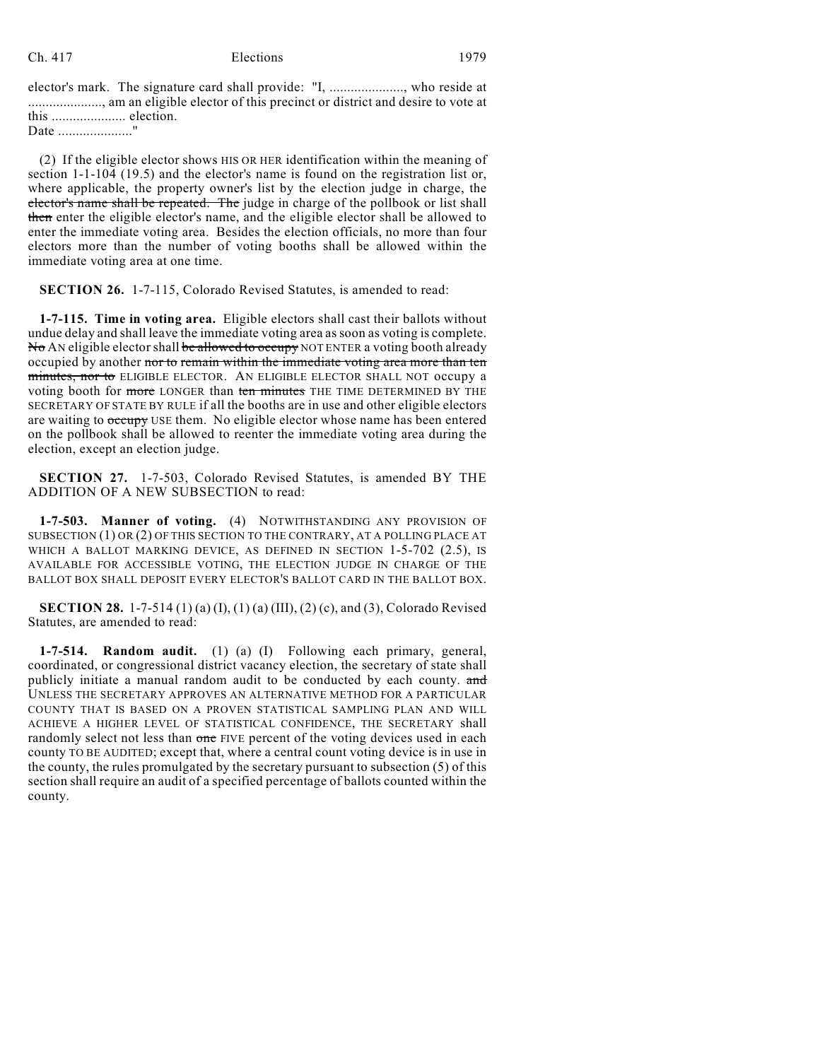elector's mark. The signature card shall provide: "I, ...................., who reside at ...................., am an eligible elector of this precinct or district and desire to vote at this .................... election.
Date ...................."

(2) If the eligible elector shows HIS OR HER identification within the meaning of section 1-1-104 (19.5) and the elector's name is found on the registration list or, where applicable, the property owner's list by the election judge in charge, the ~~elector's name shall be repeated. The~~ judge in charge of the pollbook or list shall ~~then~~ enter the eligible elector's name, and the eligible elector shall be allowed to enter the immediate voting area. Besides the election officials, no more than four electors more than the number of voting booths shall be allowed within the immediate voting area at one time.

**SECTION 26.** 1-7-115, Colorado Revised Statutes, is amended to read:

**1-7-115. Time in voting area.** Eligible electors shall cast their ballots without undue delay and shall leave the immediate voting area as soon as voting is complete. ~~No~~ AN eligible elector shall ~~be allowed to occupy~~ NOT ENTER a voting booth already occupied by another ~~nor to remain within the immediate voting area more than ten minutes, nor to~~ ELIGIBLE ELECTOR. AN ELIGIBLE ELECTOR SHALL NOT occupy a voting booth for ~~more~~ LONGER than ~~ten minutes~~ THE TIME DETERMINED BY THE SECRETARY OF STATE BY RULE if all the booths are in use and other eligible electors are waiting to ~~occupy~~ USE them. No eligible elector whose name has been entered on the pollbook shall be allowed to reenter the immediate voting area during the election, except an election judge.

**SECTION 27.** 1-7-503, Colorado Revised Statutes, is amended BY THE ADDITION OF A NEW SUBSECTION to read:

**1-7-503. Manner of voting.** (4) NOTWITHSTANDING ANY PROVISION OF SUBSECTION (1) OR (2) OF THIS SECTION TO THE CONTRARY, AT A POLLING PLACE AT WHICH A BALLOT MARKING DEVICE, AS DEFINED IN SECTION 1-5-702 (2.5), IS AVAILABLE FOR ACCESSIBLE VOTING, THE ELECTION JUDGE IN CHARGE OF THE BALLOT BOX SHALL DEPOSIT EVERY ELECTOR'S BALLOT CARD IN THE BALLOT BOX.

**SECTION 28.** 1-7-514 (1) (a) (I), (1) (a) (III), (2) (c), and (3), Colorado Revised Statutes, are amended to read:

**1-7-514. Random audit.** (1) (a) (I) Following each primary, general, coordinated, or congressional district vacancy election, the secretary of state shall publicly initiate a manual random audit to be conducted by each county. ~~and~~ UNLESS THE SECRETARY APPROVES AN ALTERNATIVE METHOD FOR A PARTICULAR COUNTY THAT IS BASED ON A PROVEN STATISTICAL SAMPLING PLAN AND WILL ACHIEVE A HIGHER LEVEL OF STATISTICAL CONFIDENCE, THE SECRETARY shall randomly select not less than ~~one~~ FIVE percent of the voting devices used in each county TO BE AUDITED; except that, where a central count voting device is in use in the county, the rules promulgated by the secretary pursuant to subsection (5) of this section shall require an audit of a specified percentage of ballots counted within the county.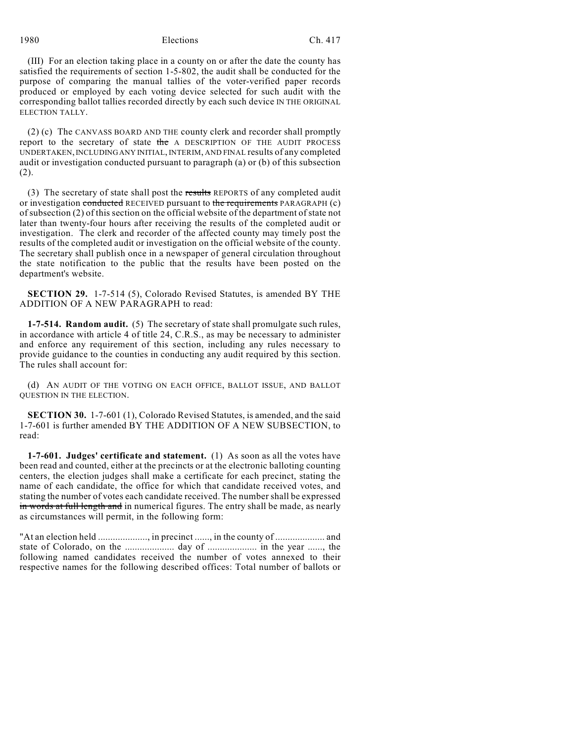(III) For an election taking place in a county on or after the date the county has satisfied the requirements of section 1-5-802, the audit shall be conducted for the purpose of comparing the manual tallies of the voter-verified paper records produced or employed by each voting device selected for such audit with the corresponding ballot tallies recorded directly by each such device IN THE ORIGINAL ELECTION TALLY.

(2) (c) The CANVASS BOARD AND THE county clerk and recorder shall promptly report to the secretary of state ~~the~~ A DESCRIPTION OF THE AUDIT PROCESS UNDERTAKEN, INCLUDING ANY INITIAL, INTERIM, AND FINAL results of any completed audit or investigation conducted pursuant to paragraph (a) or (b) of this subsection (2).

(3) The secretary of state shall post the ~~results~~ REPORTS of any completed audit or investigation ~~conducted~~ RECEIVED pursuant to ~~the requirements~~ PARAGRAPH (c) of subsection (2) of this section on the official website of the department of state not later than twenty-four hours after receiving the results of the completed audit or investigation. The clerk and recorder of the affected county may timely post the results of the completed audit or investigation on the official website of the county. The secretary shall publish once in a newspaper of general circulation throughout the state notification to the public that the results have been posted on the department's website.

**SECTION 29.** 1-7-514 (5), Colorado Revised Statutes, is amended BY THE ADDITION OF A NEW PARAGRAPH to read:

**1-7-514. Random audit.** (5) The secretary of state shall promulgate such rules, in accordance with article 4 of title 24, C.R.S., as may be necessary to administer and enforce any requirement of this section, including any rules necessary to provide guidance to the counties in conducting any audit required by this section. The rules shall account for:

(d) AN AUDIT OF THE VOTING ON EACH OFFICE, BALLOT ISSUE, AND BALLOT QUESTION IN THE ELECTION.

**SECTION 30.** 1-7-601 (1), Colorado Revised Statutes, is amended, and the said 1-7-601 is further amended BY THE ADDITION OF A NEW SUBSECTION, to read:

**1-7-601. Judges' certificate and statement.** (1) As soon as all the votes have been read and counted, either at the precincts or at the electronic balloting counting centers, the election judges shall make a certificate for each precinct, stating the name of each candidate, the office for which that candidate received votes, and stating the number of votes each candidate received. The number shall be expressed ~~in words at full length and~~ in numerical figures. The entry shall be made, as nearly as circumstances will permit, in the following form:

"At an election held ...................., in precinct ......, in the county of .................... and state of Colorado, on the .................... day of .................... in the year ......, the following named candidates received the number of votes annexed to their respective names for the following described offices: Total number of ballots or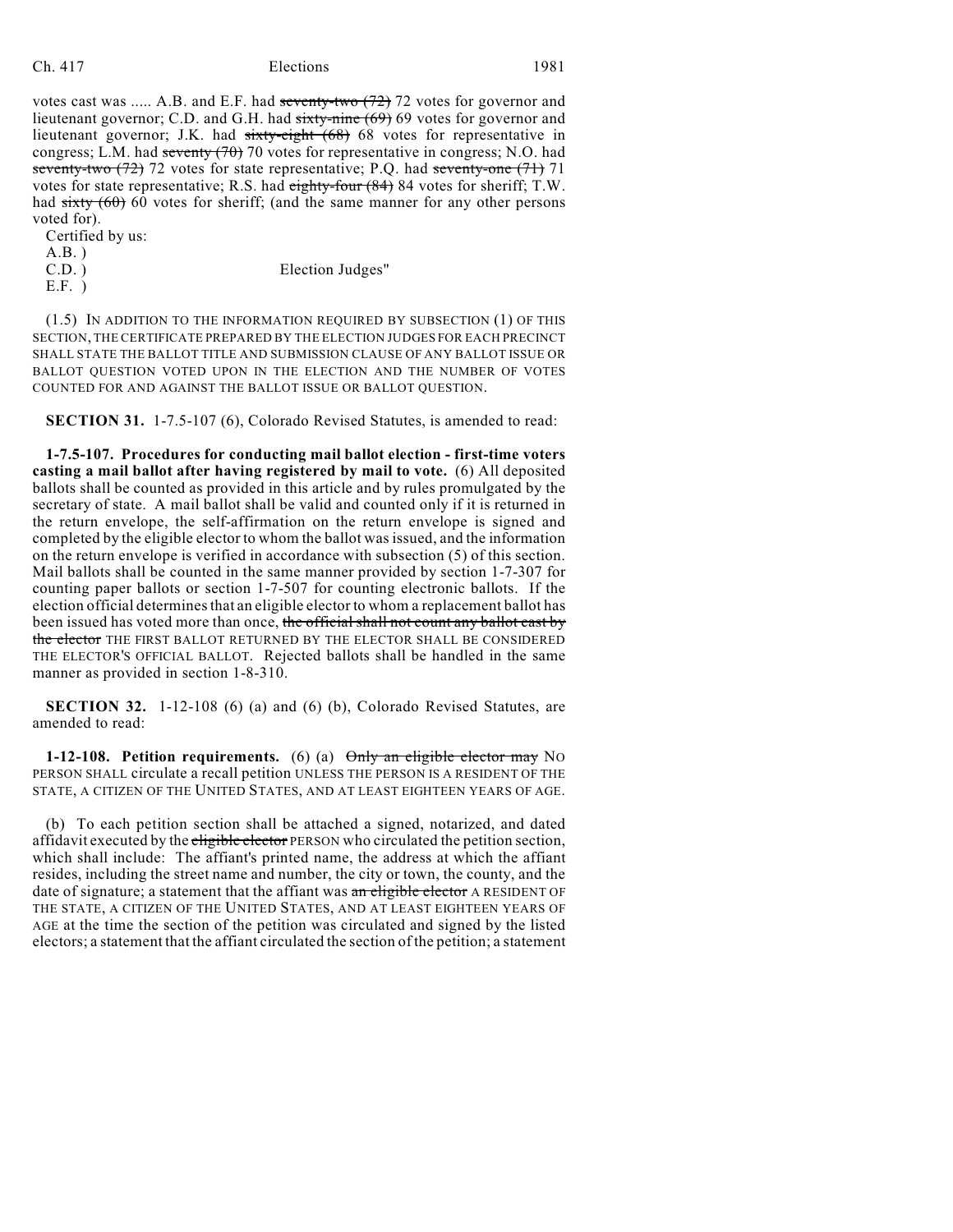votes cast was ..... A.B. and E.F. had ~~seventy-two (72)~~ 72 votes for governor and lieutenant governor; C.D. and G.H. had ~~sixty-nine (69)~~ 69 votes for governor and lieutenant governor; J.K. had ~~sixty-eight (68)~~ 68 votes for representative in congress; L.M. had ~~seventy (70)~~ 70 votes for representative in congress; N.O. had ~~seventy-two (72)~~ 72 votes for state representative; P.Q. had ~~seventy-one (71)~~ 71 votes for state representative; R.S. had ~~eighty-four (84)~~ 84 votes for sheriff; T.W. had ~~sixty (60)~~ 60 votes for sheriff; (and the same manner for any other persons voted for).

Certified by us:

A.B. )
C.D. ) Election Judges"
E.F. )

(1.5) IN ADDITION TO THE INFORMATION REQUIRED BY SUBSECTION (1) OF THIS SECTION, THE CERTIFICATE PREPARED BY THE ELECTION JUDGES FOR EACH PRECINCT SHALL STATE THE BALLOT TITLE AND SUBMISSION CLAUSE OF ANY BALLOT ISSUE OR BALLOT QUESTION VOTED UPON IN THE ELECTION AND THE NUMBER OF VOTES COUNTED FOR AND AGAINST THE BALLOT ISSUE OR BALLOT QUESTION.

**SECTION 31.** 1-7.5-107 (6), Colorado Revised Statutes, is amended to read:

**1-7.5-107. Procedures for conducting mail ballot election - first-time voters casting a mail ballot after having registered by mail to vote.** (6) All deposited ballots shall be counted as provided in this article and by rules promulgated by the secretary of state. A mail ballot shall be valid and counted only if it is returned in the return envelope, the self-affirmation on the return envelope is signed and completed by the eligible elector to whom the ballot was issued, and the information on the return envelope is verified in accordance with subsection (5) of this section. Mail ballots shall be counted in the same manner provided by section 1-7-307 for counting paper ballots or section 1-7-507 for counting electronic ballots. If the election official determines that an eligible elector to whom a replacement ballot has been issued has voted more than once, ~~the official shall not count any ballot cast by the elector~~ THE FIRST BALLOT RETURNED BY THE ELECTOR SHALL BE CONSIDERED THE ELECTOR'S OFFICIAL BALLOT. Rejected ballots shall be handled in the same manner as provided in section 1-8-310.

**SECTION 32.** 1-12-108 (6) (a) and (6) (b), Colorado Revised Statutes, are amended to read:

**1-12-108. Petition requirements.** (6) (a) ~~Only an eligible elector may~~ NO PERSON SHALL circulate a recall petition UNLESS THE PERSON IS A RESIDENT OF THE STATE, A CITIZEN OF THE UNITED STATES, AND AT LEAST EIGHTEEN YEARS OF AGE.

(b) To each petition section shall be attached a signed, notarized, and dated affidavit executed by the ~~eligible elector~~ PERSON who circulated the petition section, which shall include: The affiant's printed name, the address at which the affiant resides, including the street name and number, the city or town, the county, and the date of signature; a statement that the affiant was ~~an eligible elector~~ A RESIDENT OF THE STATE, A CITIZEN OF THE UNITED STATES, AND AT LEAST EIGHTEEN YEARS OF AGE at the time the section of the petition was circulated and signed by the listed electors; a statement that the affiant circulated the section of the petition; a statement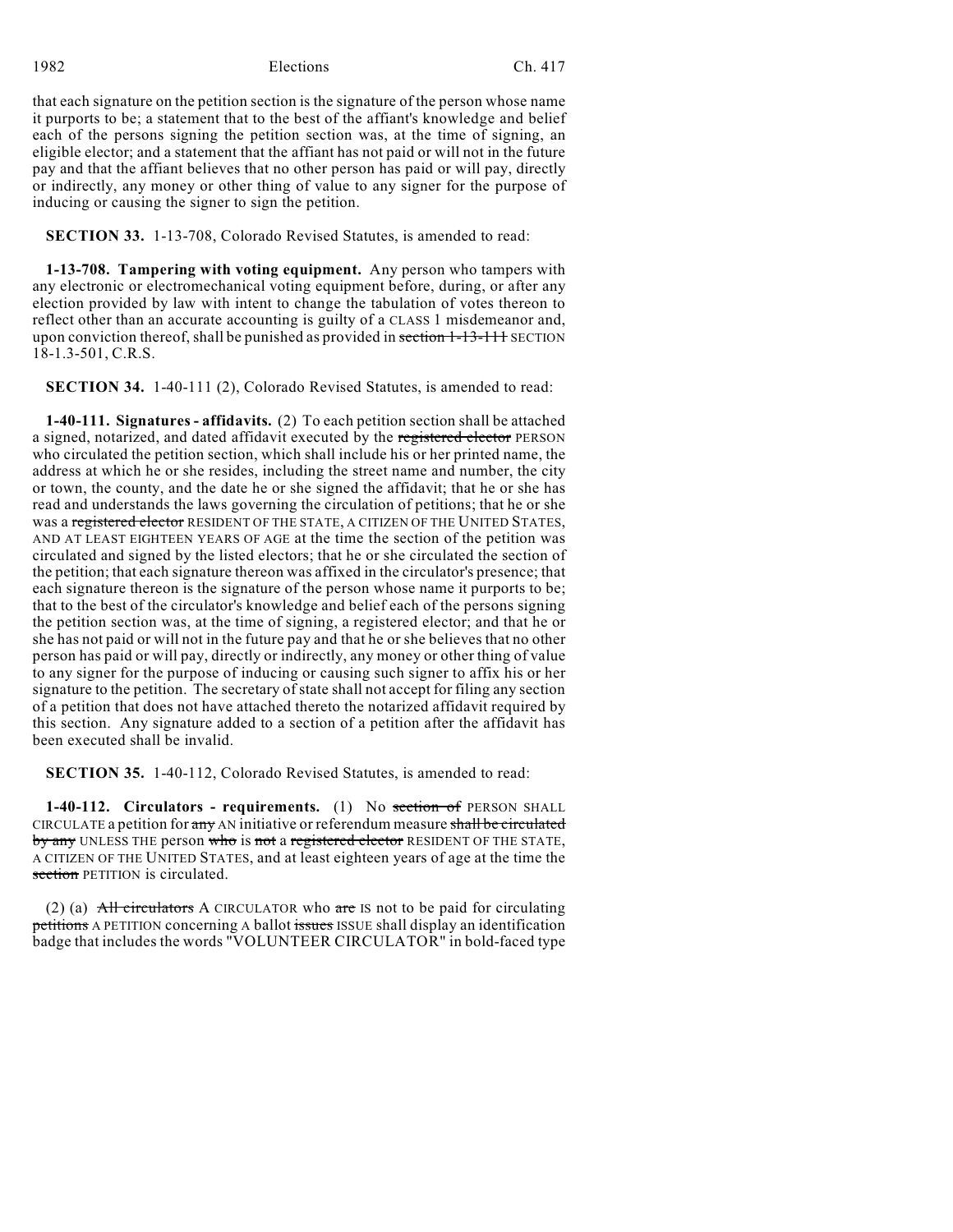that each signature on the petition section is the signature of the person whose name it purports to be; a statement that to the best of the affiant's knowledge and belief each of the persons signing the petition section was, at the time of signing, an eligible elector; and a statement that the affiant has not paid or will not in the future pay and that the affiant believes that no other person has paid or will pay, directly or indirectly, any money or other thing of value to any signer for the purpose of inducing or causing the signer to sign the petition.

**SECTION 33.** 1-13-708, Colorado Revised Statutes, is amended to read:

**1-13-708. Tampering with voting equipment.** Any person who tampers with any electronic or electromechanical voting equipment before, during, or after any election provided by law with intent to change the tabulation of votes thereon to reflect other than an accurate accounting is guilty of a CLASS 1 misdemeanor and, upon conviction thereof, shall be punished as provided in ~~section 1-13-111~~ SECTION 18-1.3-501, C.R.S.

**SECTION 34.** 1-40-111 (2), Colorado Revised Statutes, is amended to read:

**1-40-111. Signatures - affidavits.** (2) To each petition section shall be attached a signed, notarized, and dated affidavit executed by the ~~registered elector~~ PERSON who circulated the petition section, which shall include his or her printed name, the address at which he or she resides, including the street name and number, the city or town, the county, and the date he or she signed the affidavit; that he or she has read and understands the laws governing the circulation of petitions; that he or she was a ~~registered elector~~ RESIDENT OF THE STATE, A CITIZEN OF THE UNITED STATES, AND AT LEAST EIGHTEEN YEARS OF AGE at the time the section of the petition was circulated and signed by the listed electors; that he or she circulated the section of the petition; that each signature thereon was affixed in the circulator's presence; that each signature thereon is the signature of the person whose name it purports to be; that to the best of the circulator's knowledge and belief each of the persons signing the petition section was, at the time of signing, a registered elector; and that he or she has not paid or will not in the future pay and that he or she believes that no other person has paid or will pay, directly or indirectly, any money or other thing of value to any signer for the purpose of inducing or causing such signer to affix his or her signature to the petition. The secretary of state shall not accept for filing any section of a petition that does not have attached thereto the notarized affidavit required by this section. Any signature added to a section of a petition after the affidavit has been executed shall be invalid.

**SECTION 35.** 1-40-112, Colorado Revised Statutes, is amended to read:

**1-40-112. Circulators - requirements.** (1) No ~~section of~~ PERSON SHALL CIRCULATE a petition for ~~any~~ AN initiative or referendum measure ~~shall be circulated by any~~ UNLESS THE person ~~who~~ is ~~not~~ a ~~registered elector~~ RESIDENT OF THE STATE, A CITIZEN OF THE UNITED STATES, and at least eighteen years of age at the time the ~~section~~ PETITION is circulated.

(2) (a) ~~All circulators~~ A CIRCULATOR who ~~are~~ IS not to be paid for circulating ~~petitions~~ A PETITION concerning A ballot ~~issues~~ ISSUE shall display an identification badge that includes the words "VOLUNTEER CIRCULATOR" in bold-faced type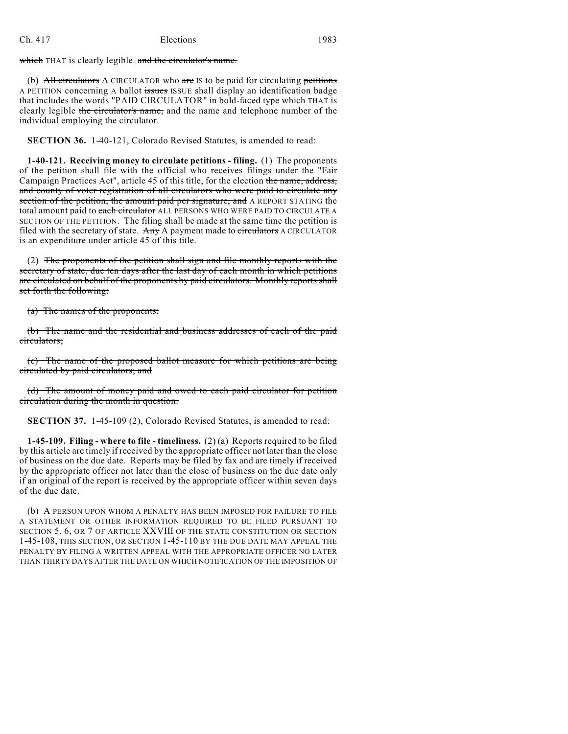~~which~~ THAT is clearly legible. ~~and the circulator's name.~~

(b) ~~All circulators~~ A CIRCULATOR who ~~are~~ IS to be paid for circulating ~~petitions~~ A PETITION concerning A ballot ~~issues~~ ISSUE shall display an identification badge that includes the words "PAID CIRCULATOR" in bold-faced type ~~which~~ THAT is clearly legible ~~the circulator's name,~~ and the name and telephone number of the individual employing the circulator.

**SECTION 36.** 1-40-121, Colorado Revised Statutes, is amended to read:

**1-40-121. Receiving money to circulate petitions - filing.** (1) The proponents of the petition shall file with the official who receives filings under the "Fair Campaign Practices Act", article 45 of this title, for the election ~~the name, address, and county of voter registration of all circulators who were paid to circulate any section of the petition, the amount paid per signature, and~~ A REPORT STATING the total amount paid to ~~each circulator~~ ALL PERSONS WHO WERE PAID TO CIRCULATE A SECTION OF THE PETITION. The filing shall be made at the same time the petition is filed with the secretary of state. ~~Any~~ A payment made to ~~circulators~~ A CIRCULATOR is an expenditure under article 45 of this title.

(2) ~~The proponents of the petition shall sign and file monthly reports with the secretary of state, due ten days after the last day of each month in which petitions are circulated on behalf of the proponents by paid circulators. Monthly reports shall set forth the following:~~

~~(a) The names of the proponents;~~

~~(b) The name and the residential and business addresses of each of the paid circulators;~~

~~(c) The name of the proposed ballot measure for which petitions are being circulated by paid circulators; and~~

~~(d) The amount of money paid and owed to each paid circulator for petition circulation during the month in question.~~

**SECTION 37.** 1-45-109 (2), Colorado Revised Statutes, is amended to read:

**1-45-109. Filing - where to file - timeliness.** (2) (a) Reports required to be filed by this article are timely if received by the appropriate officer not later than the close of business on the due date. Reports may be filed by fax and are timely if received by the appropriate officer not later than the close of business on the due date only if an original of the report is received by the appropriate officer within seven days of the due date.

(b) A PERSON UPON WHOM A PENALTY HAS BEEN IMPOSED FOR FAILURE TO FILE A STATEMENT OR OTHER INFORMATION REQUIRED TO BE FILED PURSUANT TO SECTION 5, 6, OR 7 OF ARTICLE XXVIII OF THE STATE CONSTITUTION OR SECTION 1-45-108, THIS SECTION, OR SECTION 1-45-110 BY THE DUE DATE MAY APPEAL THE PENALTY BY FILING A WRITTEN APPEAL WITH THE APPROPRIATE OFFICER NO LATER THAN THIRTY DAYS AFTER THE DATE ON WHICH NOTIFICATION OF THE IMPOSITION OF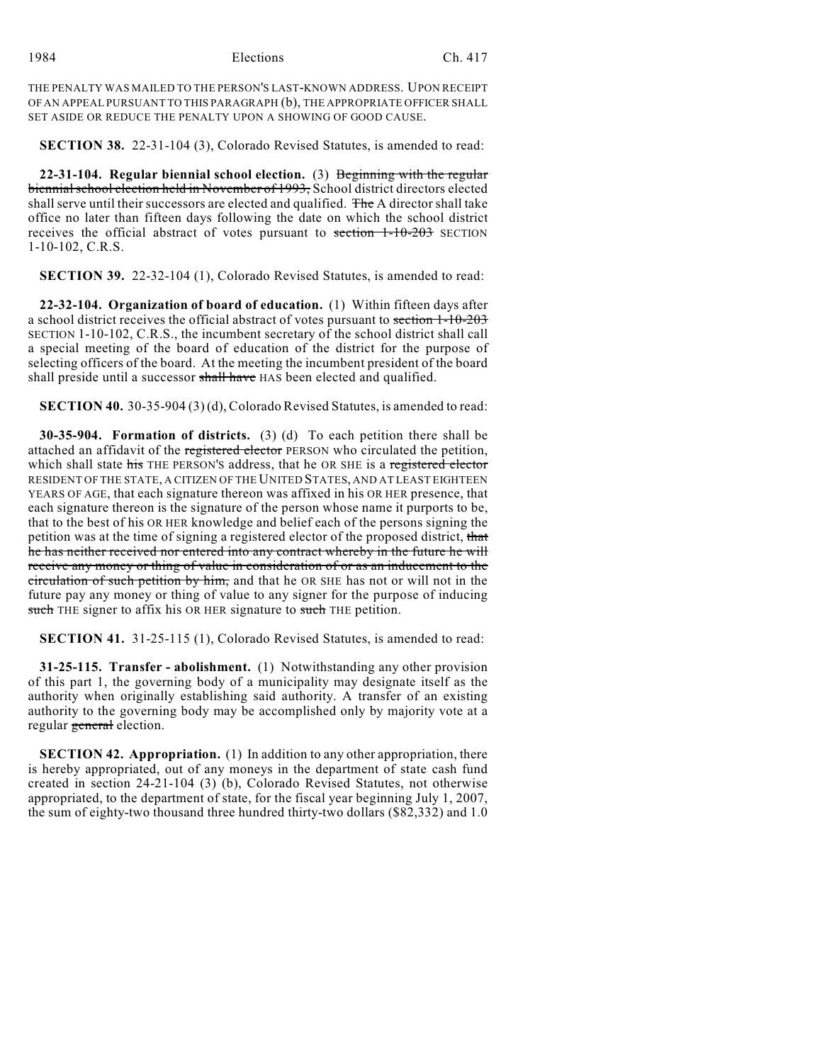THE PENALTY WAS MAILED TO THE PERSON'S LAST-KNOWN ADDRESS. UPON RECEIPT OF AN APPEAL PURSUANT TO THIS PARAGRAPH (b), THE APPROPRIATE OFFICER SHALL SET ASIDE OR REDUCE THE PENALTY UPON A SHOWING OF GOOD CAUSE.

**SECTION 38.** 22-31-104 (3), Colorado Revised Statutes, is amended to read:

**22-31-104. Regular biennial school election.** (3) ~~Beginning with the regular biennial school election held in November of 1993,~~ School district directors elected shall serve until their successors are elected and qualified. ~~The~~ A director shall take office no later than fifteen days following the date on which the school district receives the official abstract of votes pursuant to ~~section 1-10-203~~ SECTION 1-10-102, C.R.S.

**SECTION 39.** 22-32-104 (1), Colorado Revised Statutes, is amended to read:

**22-32-104. Organization of board of education.** (1) Within fifteen days after a school district receives the official abstract of votes pursuant to ~~section 1-10-203~~ SECTION 1-10-102, C.R.S., the incumbent secretary of the school district shall call a special meeting of the board of education of the district for the purpose of selecting officers of the board. At the meeting the incumbent president of the board shall preside until a successor ~~shall have~~ HAS been elected and qualified.

**SECTION 40.** 30-35-904 (3) (d), Colorado Revised Statutes, is amended to read:

**30-35-904. Formation of districts.** (3) (d) To each petition there shall be attached an affidavit of the ~~registered elector~~ PERSON who circulated the petition, which shall state ~~his~~ THE PERSON'S address, that he OR SHE is a ~~registered elector~~ RESIDENT OF THE STATE, A CITIZEN OF THE UNITED STATES, AND AT LEAST EIGHTEEN YEARS OF AGE, that each signature thereon was affixed in his OR HER presence, that each signature thereon is the signature of the person whose name it purports to be, that to the best of his OR HER knowledge and belief each of the persons signing the petition was at the time of signing a registered elector of the proposed district, ~~that he has neither received nor entered into any contract whereby in the future he will receive any money or thing of value in consideration of or as an inducement to the circulation of such petition by him,~~ and that he OR SHE has not or will not in the future pay any money or thing of value to any signer for the purpose of inducing ~~such~~ THE signer to affix his OR HER signature to ~~such~~ THE petition.

**SECTION 41.** 31-25-115 (1), Colorado Revised Statutes, is amended to read:

**31-25-115. Transfer - abolishment.** (1) Notwithstanding any other provision of this part 1, the governing body of a municipality may designate itself as the authority when originally establishing said authority. A transfer of an existing authority to the governing body may be accomplished only by majority vote at a regular ~~general~~ election.

**SECTION 42. Appropriation.** (1) In addition to any other appropriation, there is hereby appropriated, out of any moneys in the department of state cash fund created in section 24-21-104 (3) (b), Colorado Revised Statutes, not otherwise appropriated, to the department of state, for the fiscal year beginning July 1, 2007, the sum of eighty-two thousand three hundred thirty-two dollars ($82,332) and 1.0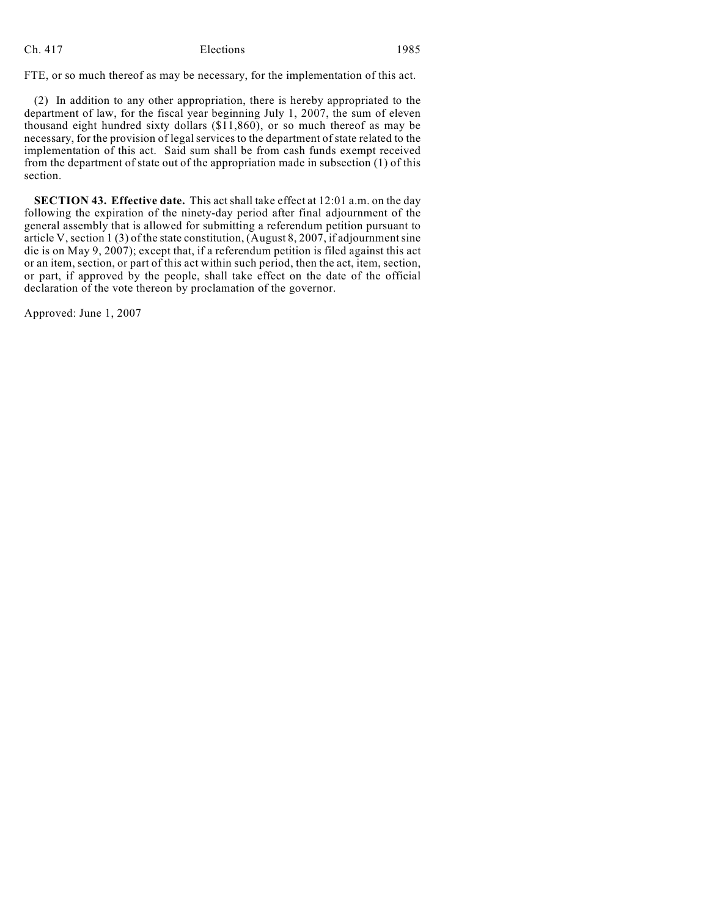FTE, or so much thereof as may be necessary, for the implementation of this act.

(2) In addition to any other appropriation, there is hereby appropriated to the department of law, for the fiscal year beginning July 1, 2007, the sum of eleven thousand eight hundred sixty dollars ($11,860), or so much thereof as may be necessary, for the provision of legal services to the department of state related to the implementation of this act. Said sum shall be from cash funds exempt received from the department of state out of the appropriation made in subsection (1) of this section.

**SECTION 43. Effective date.** This act shall take effect at 12:01 a.m. on the day following the expiration of the ninety-day period after final adjournment of the general assembly that is allowed for submitting a referendum petition pursuant to article V, section 1 (3) of the state constitution, (August 8, 2007, if adjournment sine die is on May 9, 2007); except that, if a referendum petition is filed against this act or an item, section, or part of this act within such period, then the act, item, section, or part, if approved by the people, shall take effect on the date of the official declaration of the vote thereon by proclamation of the governor.

Approved: June 1, 2007